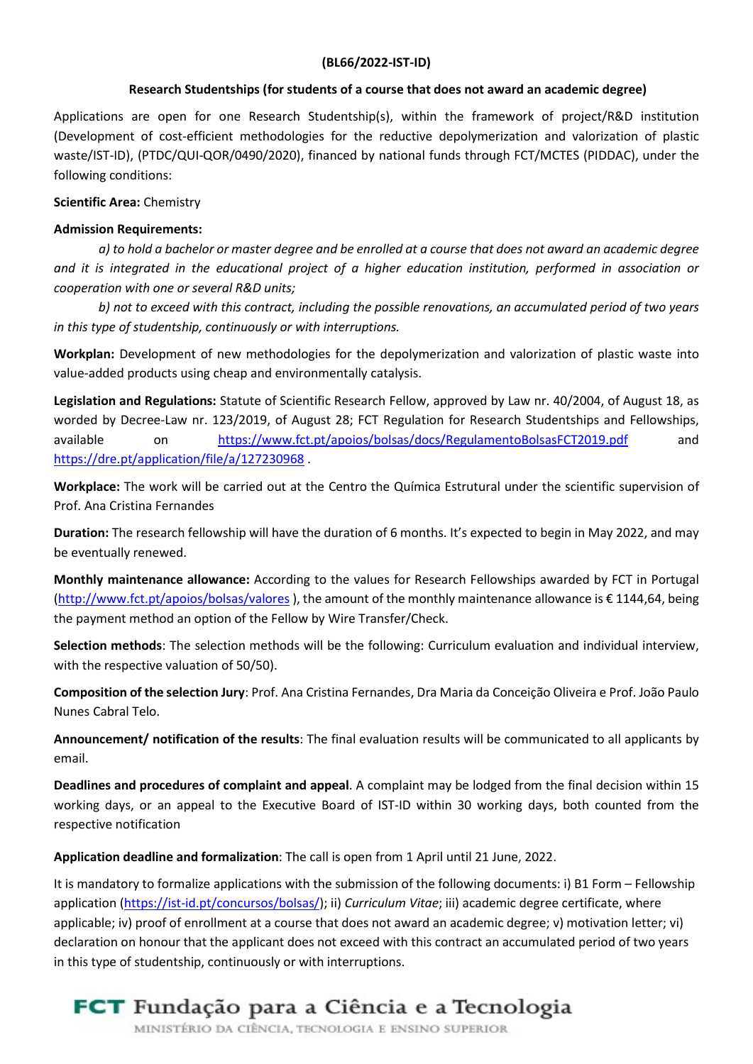**(BL66/2022-IST-ID)**

**Research Studentships (for students of a course that does not award an academic degree)**

Applications are open for one Research Studentship(s), within the framework of project/R&D institution (Development of cost-efficient methodologies for the reductive depolymerization and valorization of plastic waste/IST-ID), (PTDC/QUI-QOR/0490/2020), financed by national funds through FCT/MCTES (PIDDAC), under the following conditions:

**Scientific Area:** Chemistry

**Admission Requirements:**

*a) to hold a bachelor or master degree and be enrolled at a course that does not award an academic degree and it is integrated in the educational project of a higher education institution, performed in association or cooperation with one or several R&D units;*

*b) not to exceed with this contract, including the possible renovations, an accumulated period of two years in this type of studentship, continuously or with interruptions.*

**Workplan:** Development of new methodologies for the depolymerization and valorization of plastic waste into value-added products using cheap and environmentally catalysis.

**Legislation and Regulations:** Statute of Scientific Research Fellow, approved by Law nr. 40/2004, of August 18, as worded by Decree-Law nr. 123/2019, of August 28; FCT Regulation for Research Studentships and Fellowships, available on https://www.fct.pt/apoios/bolsas/docs/RegulamentoBolsasFCT2019.pdf and https://dre.pt/application/file/a/127230968 .

**Workplace:** The work will be carried out at the Centro the Química Estrutural under the scientific supervision of Prof. Ana Cristina Fernandes

**Duration:** The research fellowship will have the duration of 6 months. It's expected to begin in May 2022, and may be eventually renewed.

**Monthly maintenance allowance:** According to the values for Research Fellowships awarded by FCT in Portugal (http://www.fct.pt/apoios/bolsas/valores ), the amount of the monthly maintenance allowance is € 1144,64, being the payment method an option of the Fellow by Wire Transfer/Check.

**Selection methods**: The selection methods will be the following: Curriculum evaluation and individual interview, with the respective valuation of 50/50).

**Composition of the selection Jury**: Prof. Ana Cristina Fernandes, Dra Maria da Conceição Oliveira e Prof. João Paulo Nunes Cabral Telo.

**Announcement/ notification of the results**: The final evaluation results will be communicated to all applicants by email.

**Deadlines and procedures of complaint and appeal**. A complaint may be lodged from the final decision within 15 working days, or an appeal to the Executive Board of IST-ID within 30 working days, both counted from the respective notification

**Application deadline and formalization**: The call is open from 1 April until 21 June, 2022.

It is mandatory to formalize applications with the submission of the following documents: i) B1 Form – Fellowship application (https://ist-id.pt/concursos/bolsas/); ii) *Curriculum Vitae*; iii) academic degree certificate, where applicable; iv) proof of enrollment at a course that does not award an academic degree; v) motivation letter; vi) declaration on honour that the applicant does not exceed with this contract an accumulated period of two years in this type of studentship, continuously or with interruptions.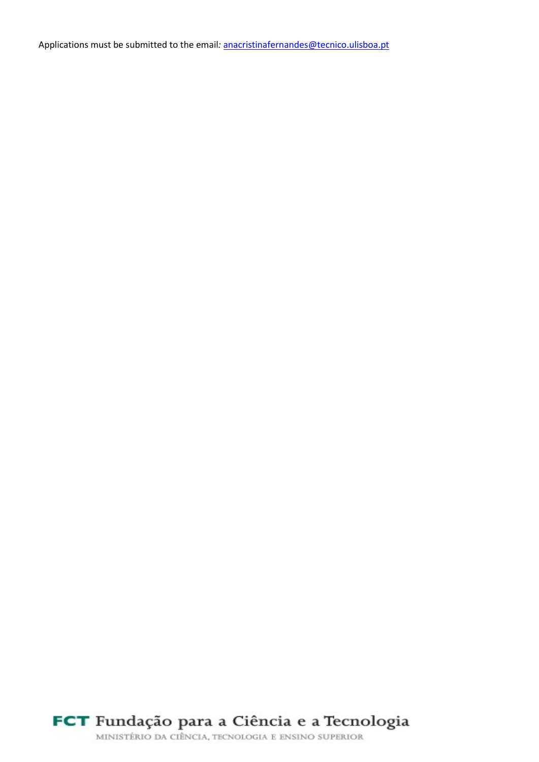Applications must be submitted to the email: anacristinafernandes@tecnico.ulisboa.pt

FCT Fundação para a Ciência e a Tecnologia

MINISTÉRIO DA CIÊNCIA, TECNOLOGIA E ENSINO SUPERIOR